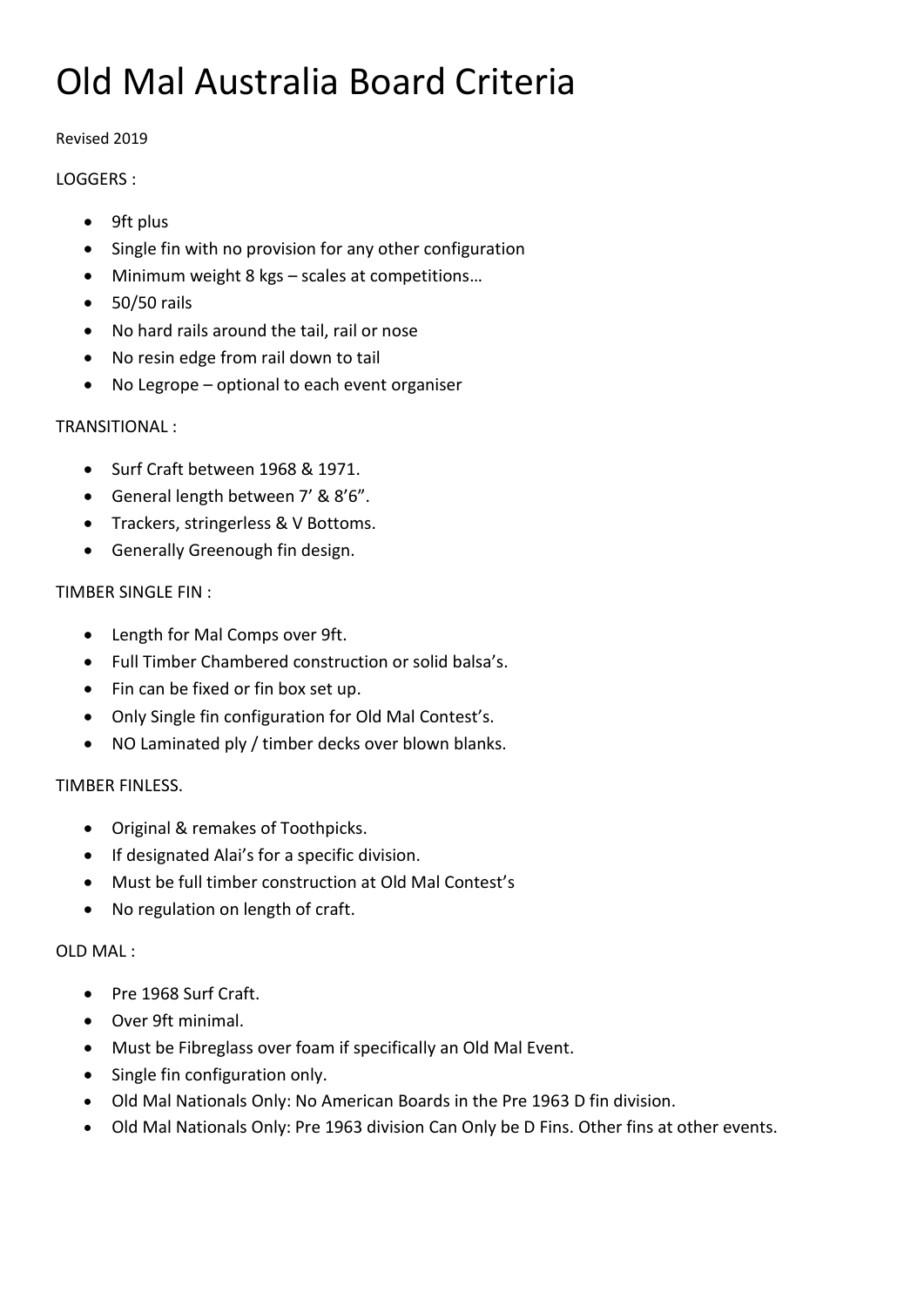# Old Mal Australia Board Criteria

Revised 2019

LOGGERS :

- 9ft plus
- Single fin with no provision for any other configuration
- Minimum weight 8 kgs – scales at competitions…
- 50/50 rails
- No hard rails around the tail, rail or nose
- No resin edge from rail down to tail
- No Legrope – optional to each event organiser

TRANSITIONAL :

- Surf Craft between 1968 & 1971.
- General length between 7' & 8'6".
- Trackers, stringerless & V Bottoms.
- Generally Greenough fin design.

TIMBER SINGLE FIN :

- Length for Mal Comps over 9ft.
- Full Timber Chambered construction or solid balsa's.
- Fin can be fixed or fin box set up.
- Only Single fin configuration for Old Mal Contest's.
- NO Laminated ply / timber decks over blown blanks.

TIMBER FINLESS.

- Original & remakes of Toothpicks.
- If designated Alai's for a specific division.
- Must be full timber construction at Old Mal Contest's
- No regulation on length of craft.

OLD MAL :

- Pre 1968 Surf Craft.
- Over 9ft minimal.
- Must be Fibreglass over foam if specifically an Old Mal Event.
- Single fin configuration only.
- Old Mal Nationals Only: No American Boards in the Pre 1963 D fin division.
- Old Mal Nationals Only: Pre 1963 division Can Only be D Fins. Other fins at other events.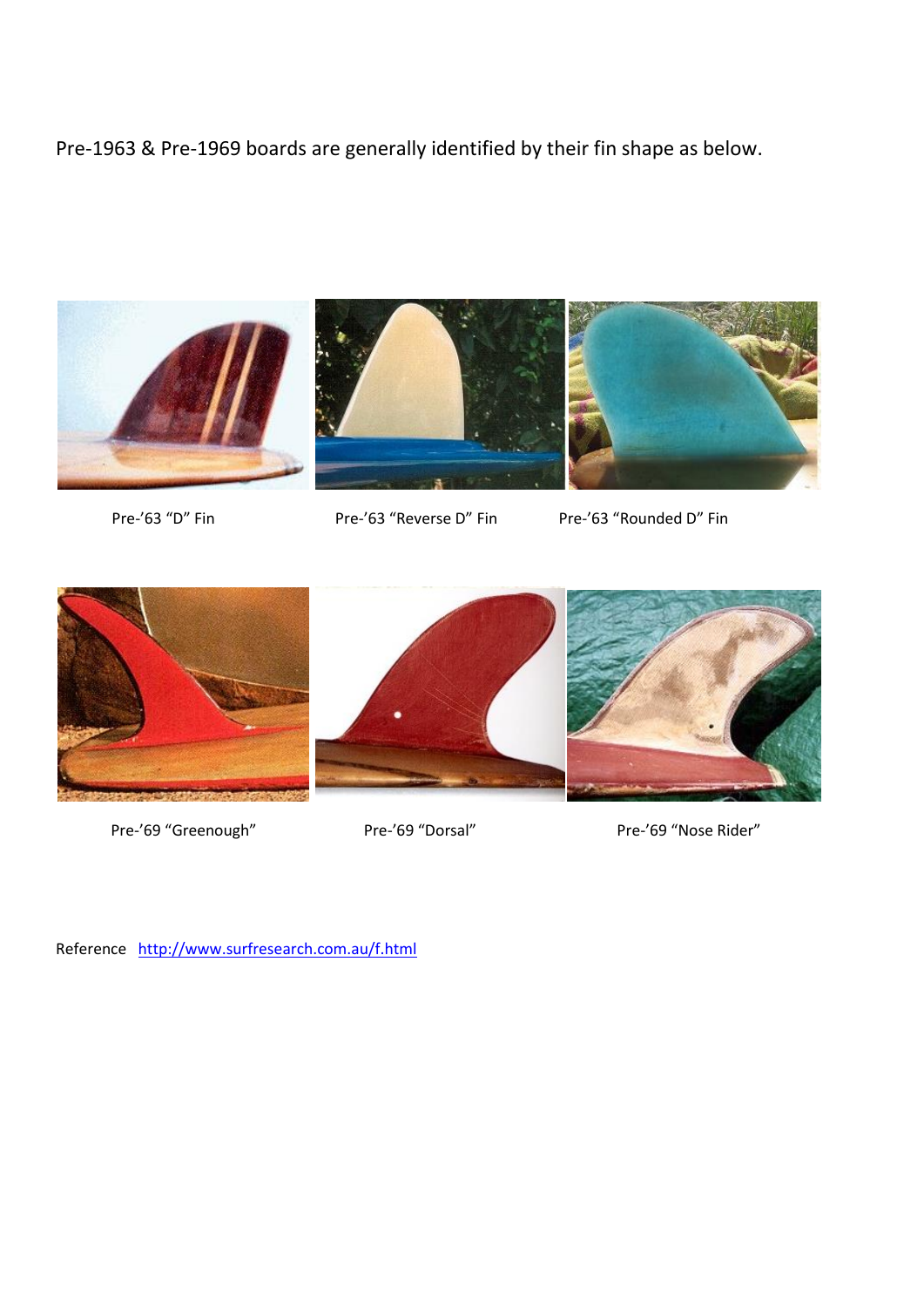Pre-1963 & Pre-1969 boards are generally identified by their fin shape as below.

Pre-'63 "D" Fin

Pre-'63 "Reverse D" Fin

Pre-'63 "Rounded D" Fin

Pre-'69 "Greenough"

Pre-'69 "Dorsal"

Pre-'69 "Nose Rider"

Reference http://www.surfresearch.com.au/f.html